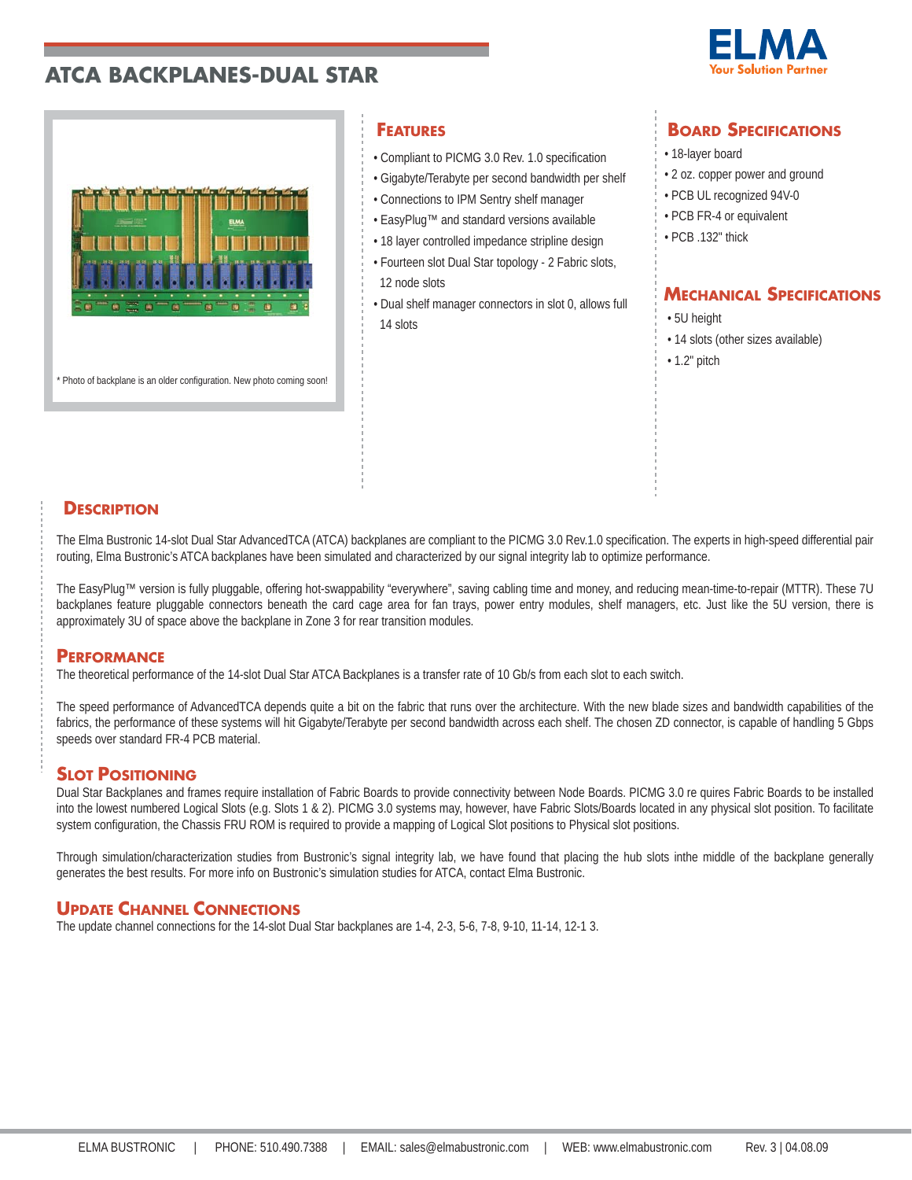# ATCA BACKPLANES-DUAL STAR

ELMA
Your Solution Partner

* Photo of backplane is an older configuration. New photo coming soon!

## Features

- Compliant to PICMG 3.0 Rev. 1.0 specification
- Gigabyte/Terabyte per second bandwidth per shelf
- Connections to IPM Sentry shelf manager
- EasyPlug™ and standard versions available
- 18 layer controlled impedance stripline design
- Fourteen slot Dual Star topology - 2 Fabric slots, 12 node slots
- Dual shelf manager connectors in slot 0, allows full 14 slots

## Board Specifications

- 18-layer board
- 2 oz. copper power and ground
- PCB UL recognized 94V-0
- PCB FR-4 or equivalent
- PCB .132" thick

## Mechanical Specifications

- 5U height
- 14 slots (other sizes available)
- 1.2" pitch

## Description

The Elma Bustronic 14-slot Dual Star AdvancedTCA (ATCA) backplanes are compliant to the PICMG 3.0 Rev.1.0 specification. The experts in high-speed differential pair routing, Elma Bustronic's ATCA backplanes have been simulated and characterized by our signal integrity lab to optimize performance.

The EasyPlug™ version is fully pluggable, offering hot-swappability "everywhere", saving cabling time and money, and reducing mean-time-to-repair (MTTR). These 7U backplanes feature pluggable connectors beneath the card cage area for fan trays, power entry modules, shelf managers, etc. Just like the 5U version, there is approximately 3U of space above the backplane in Zone 3 for rear transition modules.

## Performance

The theoretical performance of the 14-slot Dual Star ATCA Backplanes is a transfer rate of 10 Gb/s from each slot to each switch.

The speed performance of AdvancedTCA depends quite a bit on the fabric that runs over the architecture. With the new blade sizes and bandwidth capabilities of the fabrics, the performance of these systems will hit Gigabyte/Terabyte per second bandwidth across each shelf. The chosen ZD connector, is capable of handling 5 Gbps speeds over standard FR-4 PCB material.

## Slot Positioning

Dual Star Backplanes and frames require installation of Fabric Boards to provide connectivity between Node Boards. PICMG 3.0 re quires Fabric Boards to be installed into the lowest numbered Logical Slots (e.g. Slots 1 & 2). PICMG 3.0 systems may, however, have Fabric Slots/Boards located in any physical slot position. To facilitate system configuration, the Chassis FRU ROM is required to provide a mapping of Logical Slot positions to Physical slot positions.

Through simulation/characterization studies from Bustronic's signal integrity lab, we have found that placing the hub slots inthe middle of the backplane generally generates the best results. For more info on Bustronic's simulation studies for ATCA, contact Elma Bustronic.

## Update Channel Connections

The update channel connections for the 14-slot Dual Star backplanes are 1-4, 2-3, 5-6, 7-8, 9-10, 11-14, 12-1 3.

ELMA BUSTRONIC | PHONE: 510.490.7388 | EMAIL: sales@elmabustronic.com | WEB: www.elmabustronic.com Rev. 3 | 04.08.09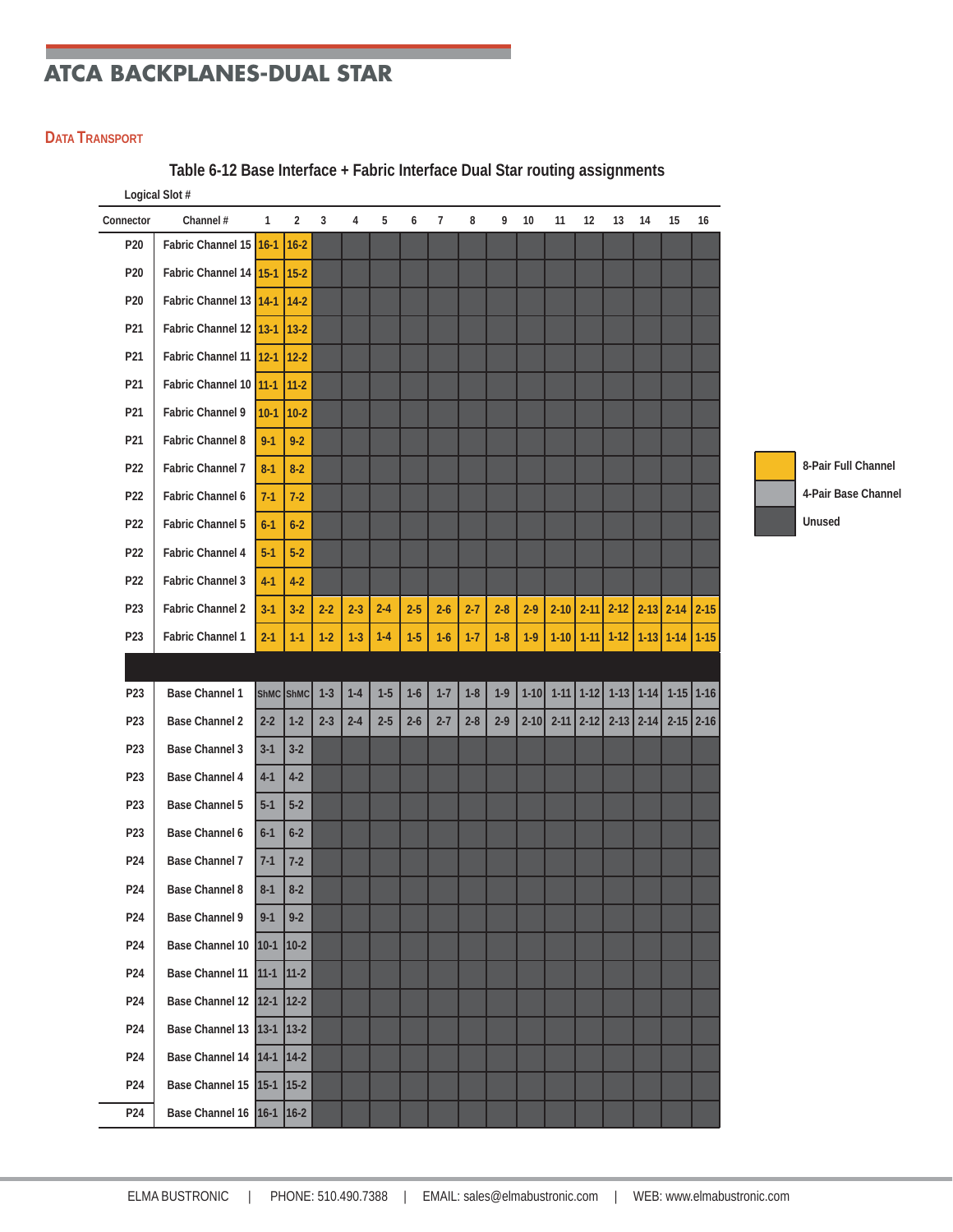# ATCA BACKPLANES-DUAL STAR

## Data Transport

**Table 6-12 Base Interface + Fabric Interface Dual Star routing assignments**

| | | Logical Slot # | | | | | | | | | | | | | | | |
|---|---|---|---|---|---|---|---|---|---|---|---|---|---|---|---|---|---|
| Connector | Channel # | 1 | 2 | 3 | 4 | 5 | 6 | 7 | 8 | 9 | 10 | 11 | 12 | 13 | 14 | 15 | 16 |
| P20 | Fabric Channel 15 | 16-1 | 16-2 | | | | | | | | | | | | | | |
| P20 | Fabric Channel 14 | 15-1 | 15-2 | | | | | | | | | | | | | | |
| P20 | Fabric Channel 13 | 14-1 | 14-2 | | | | | | | | | | | | | | |
| P21 | Fabric Channel 12 | 13-1 | 13-2 | | | | | | | | | | | | | | |
| P21 | Fabric Channel 11 | 12-1 | 12-2 | | | | | | | | | | | | | | |
| P21 | Fabric Channel 10 | 11-1 | 11-2 | | | | | | | | | | | | | | |
| P21 | Fabric Channel 9 | 10-1 | 10-2 | | | | | | | | | | | | | | |
| P21 | Fabric Channel 8 | 9-1 | 9-2 | | | | | | | | | | | | | | |
| P22 | Fabric Channel 7 | 8-1 | 8-2 | | | | | | | | | | | | | | |
| P22 | Fabric Channel 6 | 7-1 | 7-2 | | | | | | | | | | | | | | |
| P22 | Fabric Channel 5 | 6-1 | 6-2 | | | | | | | | | | | | | | |
| P22 | Fabric Channel 4 | 5-1 | 5-2 | | | | | | | | | | | | | | |
| P22 | Fabric Channel 3 | 4-1 | 4-2 | | | | | | | | | | | | | | |
| P23 | Fabric Channel 2 | 3-1 | 3-2 | 2-2 | 2-3 | 2-4 | 2-5 | 2-6 | 2-7 | 2-8 | 2-9 | 2-10 | 2-11 | 2-12 | 2-13 | 2-14 | 2-15 |
| P23 | Fabric Channel 1 | 2-1 | 1-1 | 1-2 | 1-3 | 1-4 | 1-5 | 1-6 | 1-7 | 1-8 | 1-9 | 1-10 | 1-11 | 1-12 | 1-13 | 1-14 | 1-15 |
| | | | | | | | | | | | | | | | | | |
| P23 | Base Channel 1 | ShMC | ShMC | 1-3 | 1-4 | 1-5 | 1-6 | 1-7 | 1-8 | 1-9 | 1-10 | 1-11 | 1-12 | 1-13 | 1-14 | 1-15 | 1-16 |
| P23 | Base Channel 2 | 2-2 | 1-2 | 2-3 | 2-4 | 2-5 | 2-6 | 2-7 | 2-8 | 2-9 | 2-10 | 2-11 | 2-12 | 2-13 | 2-14 | 2-15 | 2-16 |
| P23 | Base Channel 3 | 3-1 | 3-2 | | | | | | | | | | | | | | |
| P23 | Base Channel 4 | 4-1 | 4-2 | | | | | | | | | | | | | | |
| P23 | Base Channel 5 | 5-1 | 5-2 | | | | | | | | | | | | | | |
| P23 | Base Channel 6 | 6-1 | 6-2 | | | | | | | | | | | | | | |
| P24 | Base Channel 7 | 7-1 | 7-2 | | | | | | | | | | | | | | |
| P24 | Base Channel 8 | 8-1 | 8-2 | | | | | | | | | | | | | | |
| P24 | Base Channel 9 | 9-1 | 9-2 | | | | | | | | | | | | | | |
| P24 | Base Channel 10 | 10-1 | 10-2 | | | | | | | | | | | | | | |
| P24 | Base Channel 11 | 11-1 | 11-2 | | | | | | | | | | | | | | |
| P24 | Base Channel 12 | 12-1 | 12-2 | | | | | | | | | | | | | | |
| P24 | Base Channel 13 | 13-1 | 13-2 | | | | | | | | | | | | | | |
| P24 | Base Channel 14 | 14-1 | 14-2 | | | | | | | | | | | | | | |
| P24 | Base Channel 15 | 15-1 | 15-2 | | | | | | | | | | | | | | |
| P24 | Base Channel 16 | 16-1 | 16-2 | | | | | | | | | | | | | | |

Legend:
- 8-Pair Full Channel
- 4-Pair Base Channel
- Unused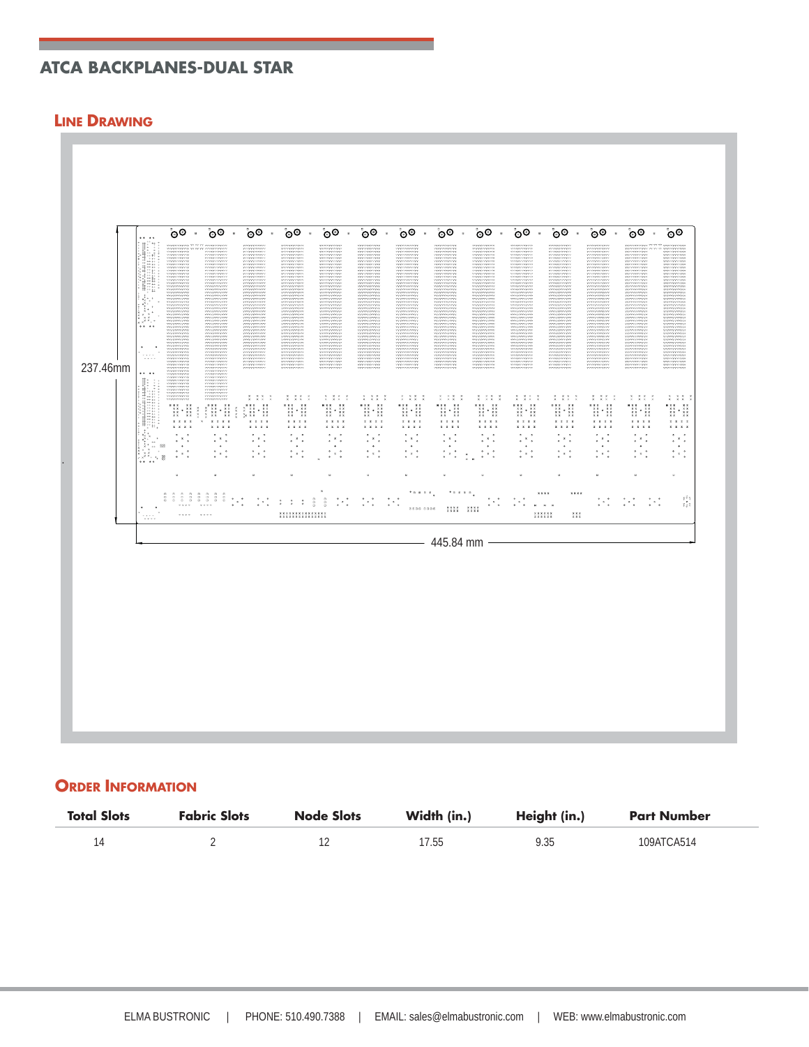## ATCA BACKPLANES-DUAL STAR

### Line Drawing

237.46mm

445.84 mm

### Order Information

| Total Slots | Fabric Slots | Node Slots | Width (in.) | Height (in.) | Part Number |
| --- | --- | --- | --- | --- | --- |
| 14 | 2 | 12 | 17.55 | 9.35 | 109ATCA514 |

ELMA BUSTRONIC | PHONE: 510.490.7388 | EMAIL: sales@elmabustronic.com | WEB: www.elmabustronic.com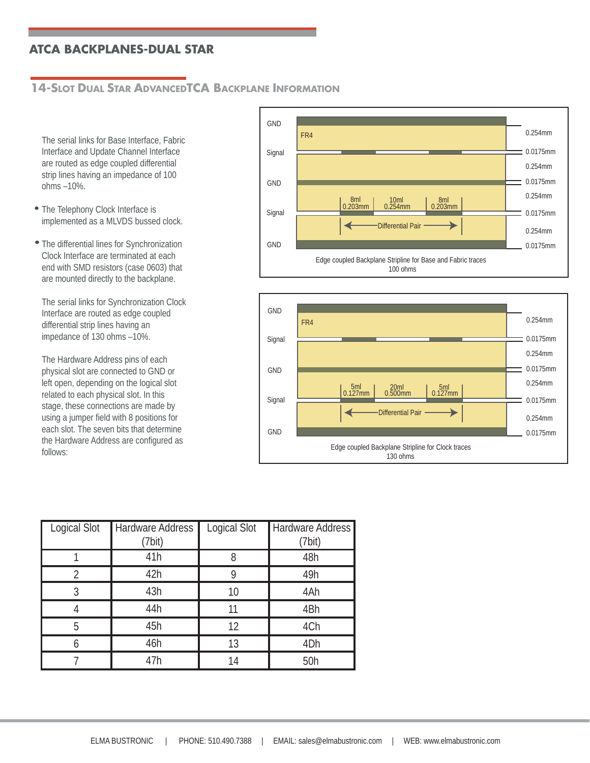# ATCA BACKPLANES-DUAL STAR

## 14-Slot Dual Star AdvancedTCA Backplane Information

The serial links for Base Interface, Fabric Interface and Update Channel Interface are routed as edge coupled differential strip lines having an impedance of 100 ohms –10%.

- The Telephony Clock Interface is implemented as a MLVDS bussed clock.
- The differential lines for Synchronization Clock Interface are terminated at each end with SMD resistors (case 0603) that are mounted directly to the backplane.

The serial links for Synchronization Clock Interface are routed as edge coupled differential strip lines having an impedance of 130 ohms –10%.

The Hardware Address pins of each physical slot are connected to GND or left open, depending on the logical slot related to each physical slot. In this stage, these connections are made by using a jumper field with 8 positions for each slot. The seven bits that determine the Hardware Address are configured as follows:

GND, FR4, Signal, GND, Signal, GND — layer thicknesses: 0.254mm, 0.0175mm, 0.254mm, 0.0175mm, 0.254mm, 0.0175mm, 0.254mm, 0.0175mm
Trace widths/spacing: 8ml 0.203mm | 10ml 0.254mm | 8ml 0.203mm — Differential Pair

Edge coupled Backplane Stripline for Base and Fabric traces
100 ohms

GND, FR4, Signal, GND, Signal, GND — layer thicknesses: 0.254mm, 0.0175mm, 0.254mm, 0.0175mm, 0.254mm, 0.0175mm, 0.254mm, 0.0175mm
Trace widths/spacing: 5ml 0.127mm | 20ml 0.500mm | 5ml 0.127mm — Differential Pair

Edge coupled Backplane Stripline for Clock traces
130 ohms

| Logical Slot | Hardware Address (7bit) | Logical Slot | Hardware Address (7bit) |
|---|---|---|---|
| 1 | 41h | 8 | 48h |
| 2 | 42h | 9 | 49h |
| 3 | 43h | 10 | 4Ah |
| 4 | 44h | 11 | 4Bh |
| 5 | 45h | 12 | 4Ch |
| 6 | 46h | 13 | 4Dh |
| 7 | 47h | 14 | 50h |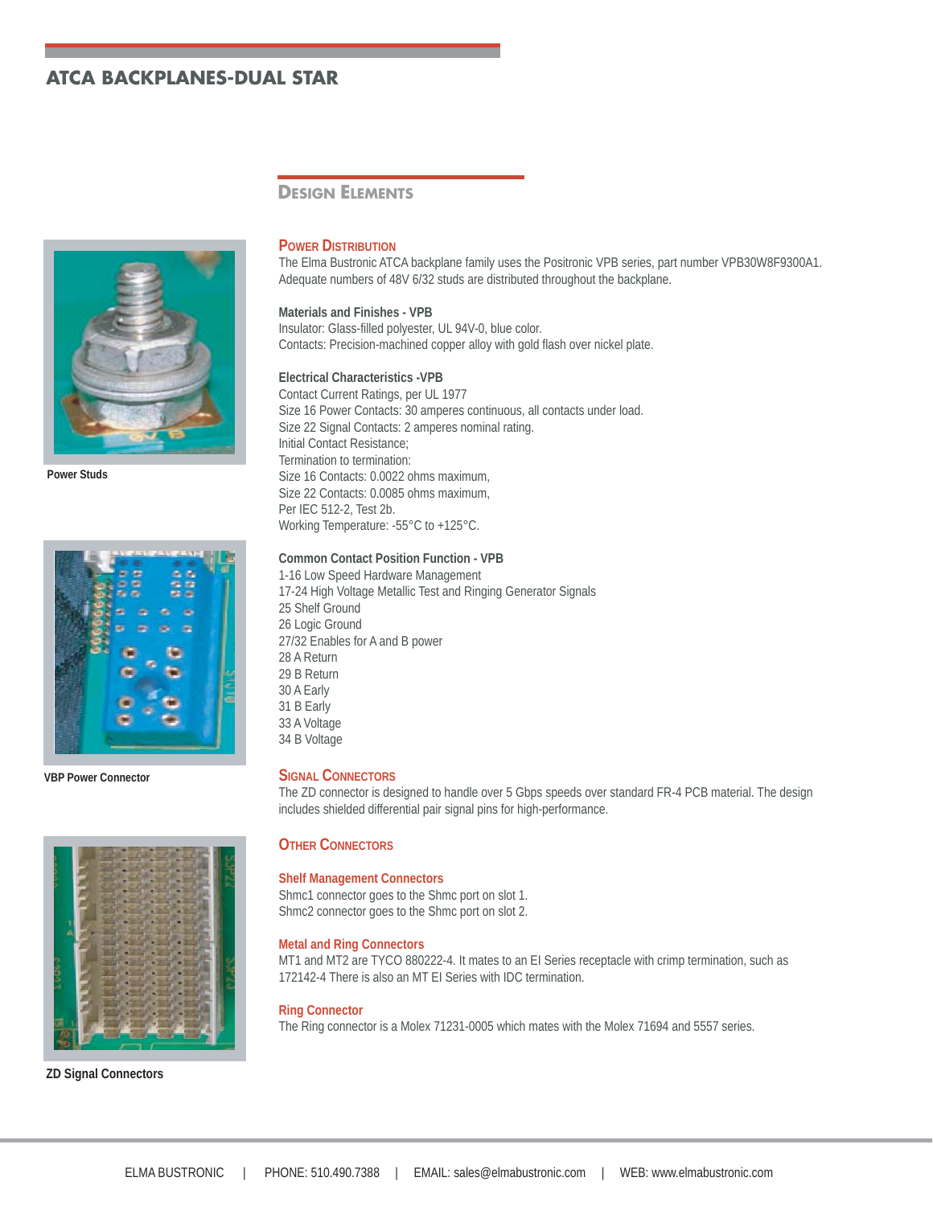# ATCA BACKPLANES-DUAL STAR

## Design Elements

### Power Distribution

The Elma Bustronic ATCA backplane family uses the Positronic VPB series, part number VPB30W8F9300A1. Adequate numbers of 48V 6/32 studs are distributed throughout the backplane.

**Materials and Finishes - VPB**
Insulator: Glass-filled polyester, UL 94V-0, blue color.
Contacts: Precision-machined copper alloy with gold flash over nickel plate.

**Electrical Characteristics -VPB**
Contact Current Ratings, per UL 1977
Size 16 Power Contacts: 30 amperes continuous, all contacts under load.
Size 22 Signal Contacts: 2 amperes nominal rating.
Initial Contact Resistance;
Termination to termination:
Size 16 Contacts: 0.0022 ohms maximum,
Size 22 Contacts: 0.0085 ohms maximum,
Per IEC 512-2, Test 2b.
Working Temperature: -55°C to +125°C.

**Common Contact Position Function - VPB**
1-16 Low Speed Hardware Management
17-24 High Voltage Metallic Test and Ringing Generator Signals
25 Shelf Ground
26 Logic Ground
27/32 Enables for A and B power
28 A Return
29 B Return
30 A Early
31 B Early
33 A Voltage
34 B Voltage

Power Studs

VBP Power Connector

### Signal Connectors

The ZD connector is designed to handle over 5 Gbps speeds over standard FR-4 PCB material. The design includes shielded differential pair signal pins for high-performance.

ZD Signal Connectors

### Other Connectors

#### Shelf Management Connectors

Shmc1 connector goes to the Shmc port on slot 1.
Shmc2 connector goes to the Shmc port on slot 2.

#### Metal and Ring Connectors

MT1 and MT2 are TYCO 880222-4. It mates to an EI Series receptacle with crimp termination, such as 172142-4 There is also an MT EI Series with IDC termination.

#### Ring Connector

The Ring connector is a Molex 71231-0005 which mates with the Molex 71694 and 5557 series.

ELMA BUSTRONIC | PHONE: 510.490.7388 | EMAIL: sales@elmabustronic.com | WEB: www.elmabustronic.com